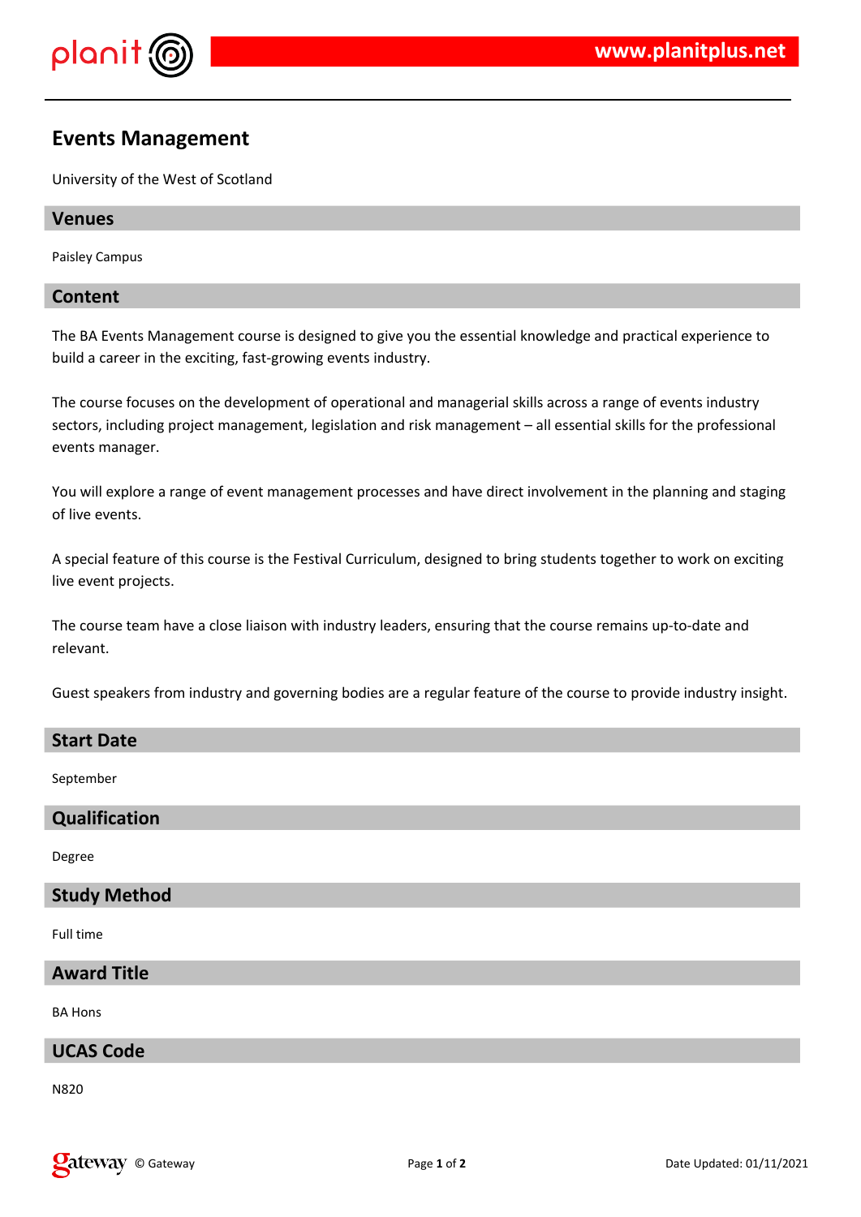# Events Management

University of the West of Scotland

## Venues

Paisley Campus

## Content

The BA Events Management course is designed to give you the essential knowledge and practical experience to build a career in the exciting, fast-growing events industry.

The course focuses on the development of operational and managerial skills across a range of events industry sectors, including project management, legislation and risk management – all essential skills for the professional events manager.

You will explore a range of event management processes and have direct involvement in the planning and staging of live events.

A special feature of this course is the Festival Curriculum, designed to bring students together to work on exciting live event projects.

The course team have a close liaison with industry leaders, ensuring that the course remains up-to-date and relevant.

Guest speakers from industry and governing bodies are a regular feature of the course to provide industry insight.

## Start Date

September

## Qualification

Degree

## Study Method

Full time

## Award Title

BA Hons

## UCAS Code

N820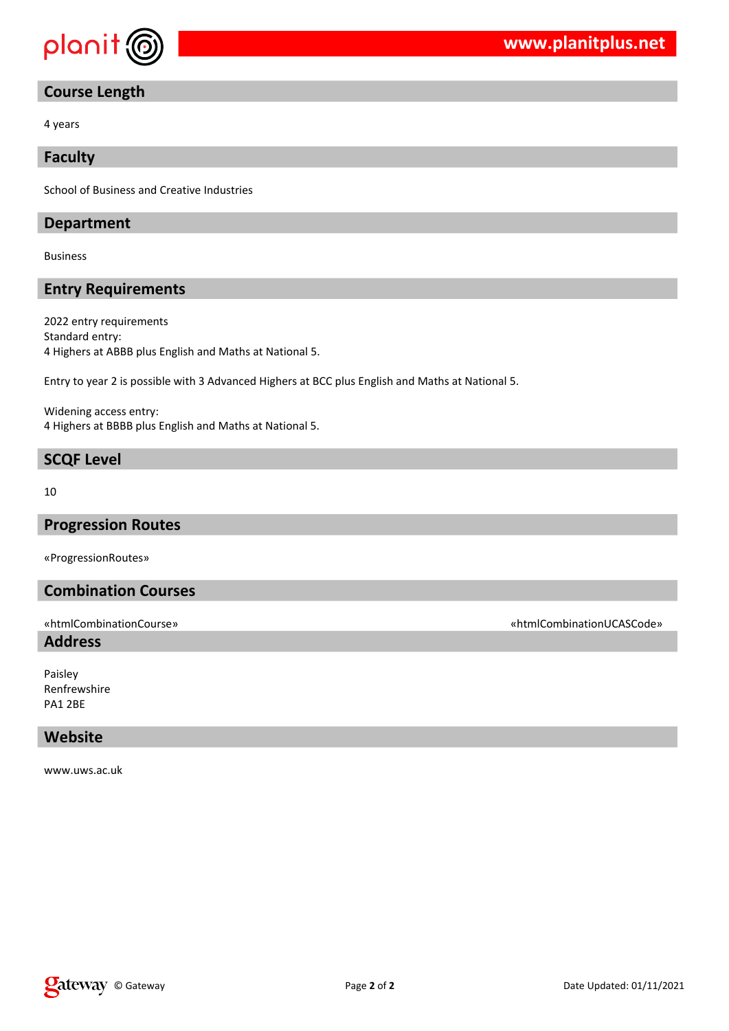## Course Length

4 years

## Faculty

School of Business and Creative Industries

## Department

Business

## Entry Requirements

2022 entry requirements
Standard entry:
4 Highers at ABBB plus English and Maths at National 5.

Entry to year 2 is possible with 3 Advanced Highers at BCC plus English and Maths at National 5.

Widening access entry:
4 Highers at BBBB plus English and Maths at National 5.

## SCQF Level

10

## Progression Routes

«ProgressionRoutes»

## Combination Courses

«htmlCombinationCourse» «htmlCombinationUCASCode»

## Address

Paisley
Renfrewshire
PA1 2BE

## Website

www.uws.ac.uk